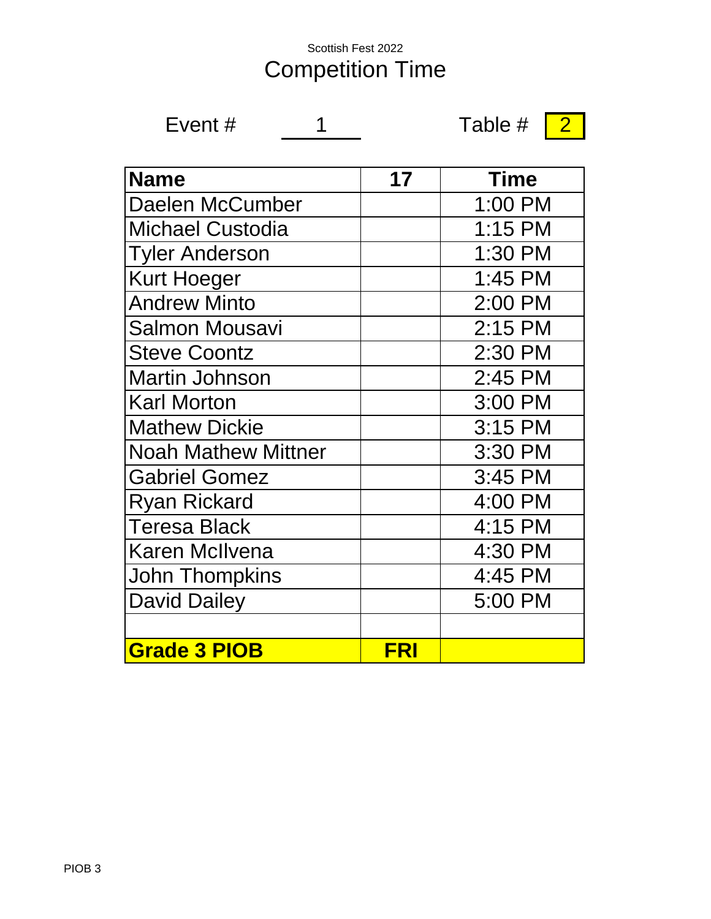Scottish Fest 2022

# Competition Time

Event # 1 Table # 2

| Name | 17 | Time |
|---|---|---|
| Daelen McCumber | | 1:00 PM |
| Michael Custodia | | 1:15 PM |
| Tyler Anderson | | 1:30 PM |
| Kurt Hoeger | | 1:45 PM |
| Andrew Minto | | 2:00 PM |
| Salmon Mousavi | | 2:15 PM |
| Steve Coontz | | 2:30 PM |
| Martin Johnson | | 2:45 PM |
| Karl Morton | | 3:00 PM |
| Mathew Dickie | | 3:15 PM |
| Noah Mathew Mittner | | 3:30 PM |
| Gabriel Gomez | | 3:45 PM |
| Ryan Rickard | | 4:00 PM |
| Teresa Black | | 4:15 PM |
| Karen McIlvena | | 4:30 PM |
| John Thompkins | | 4:45 PM |
| David Dailey | | 5:00 PM |
| | | |
| **Grade 3 PIOB** | **FRI** | |

PIOB 3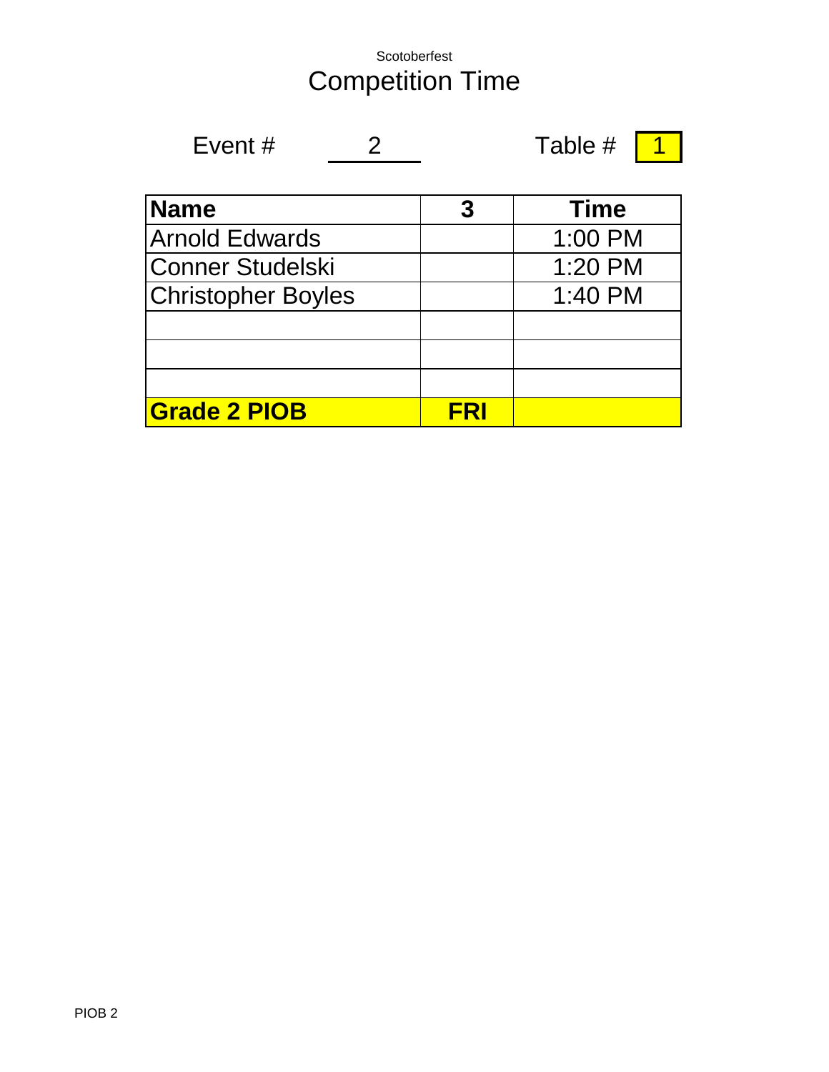Scotoberfest

# Competition Time

Event # 2 Table # 1

| Name | 3 | Time |
|---|---|---|
| Arnold Edwards | | 1:00 PM |
| Conner Studelski | | 1:20 PM |
| Christopher Boyles | | 1:40 PM |
| | | |
| | | |
| | | |
| **Grade 2 PIOB** | **FRI** | |

PIOB 2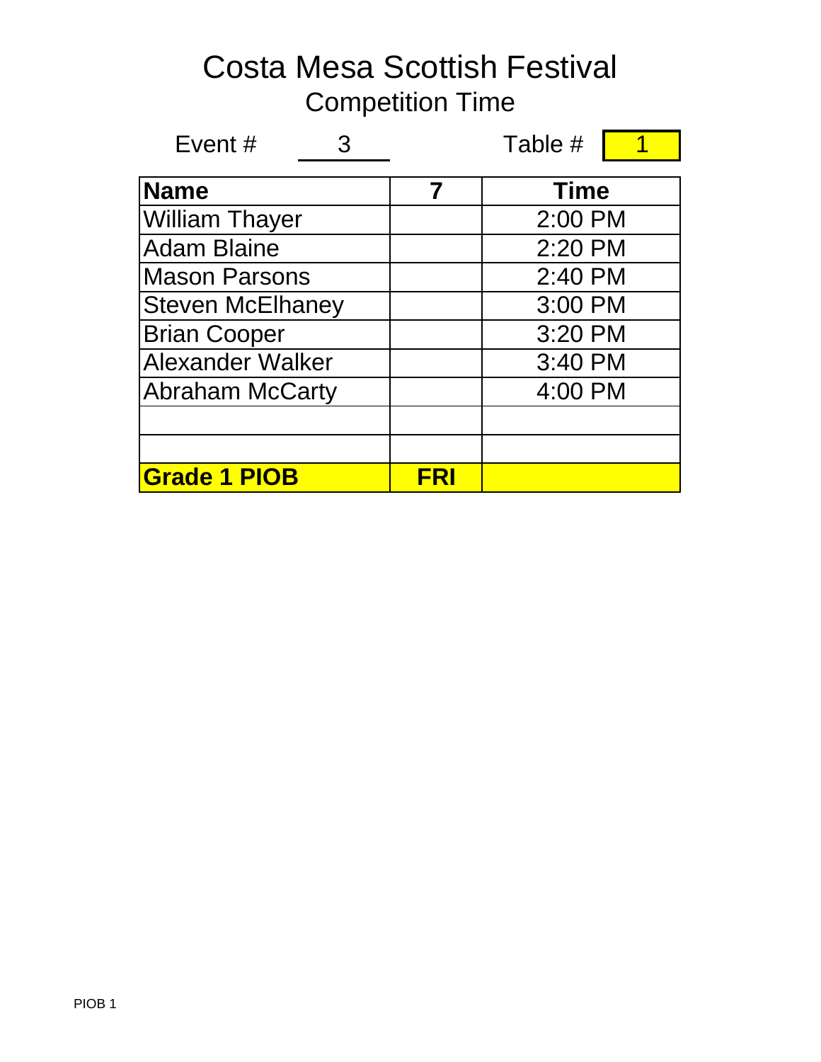# Costa Mesa Scottish Festival

## Competition Time

Event # 3 Table # 1

| Name | 7 | Time |
|---|---|---|
| William Thayer | | 2:00 PM |
| Adam Blaine | | 2:20 PM |
| Mason Parsons | | 2:40 PM |
| Steven McElhaney | | 3:00 PM |
| Brian Cooper | | 3:20 PM |
| Alexander Walker | | 3:40 PM |
| Abraham McCarty | | 4:00 PM |
| | | |
| | | |
| **Grade 1 PIOB** | **FRI** | |

PIOB 1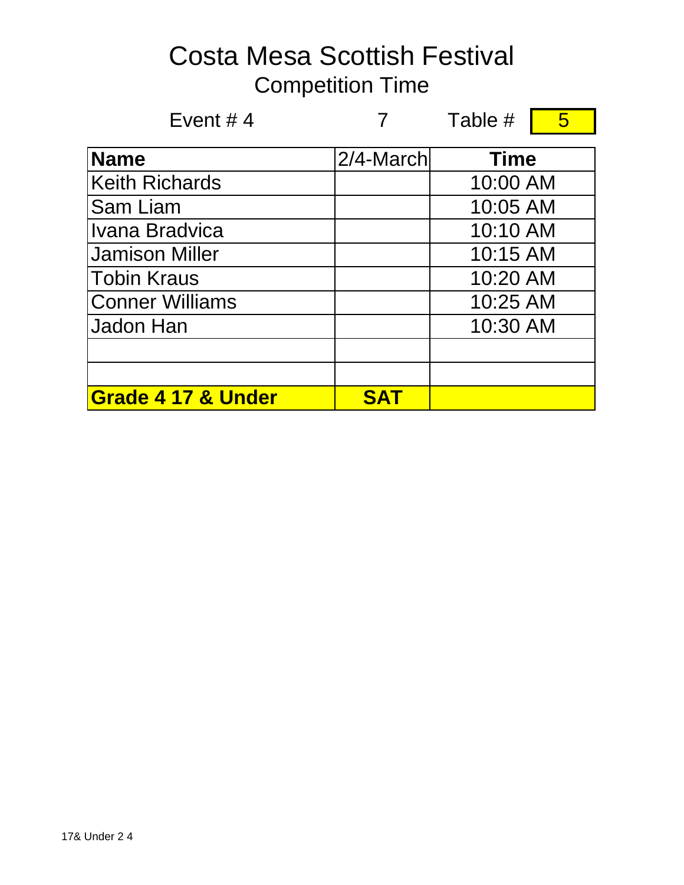# Costa Mesa Scottish Festival

## Competition Time

Event # 4 7 Table # 5

| Name | 2/4-March | Time |
|---|---|---|
| Keith Richards | | 10:00 AM |
| Sam Liam | | 10:05 AM |
| Ivana Bradvica | | 10:10 AM |
| Jamison Miller | | 10:15 AM |
| Tobin Kraus | | 10:20 AM |
| Conner Williams | | 10:25 AM |
| Jadon Han | | 10:30 AM |
| | | |
| | | |
| **Grade 4 17 & Under** | **SAT** | |

17& Under 2 4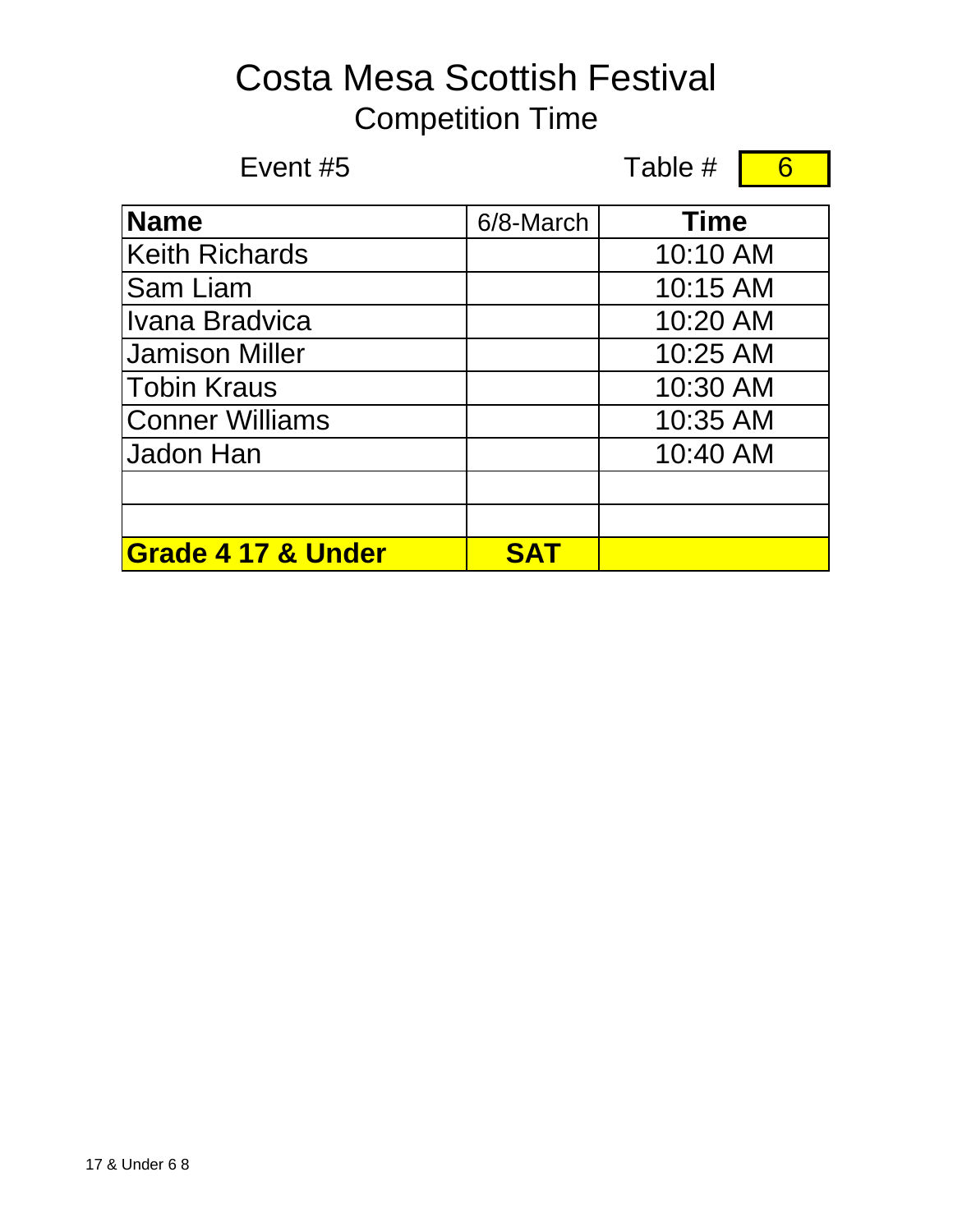# Costa Mesa Scottish Festival

## Competition Time

Event #5 Table # 6

| Name | 6/8-March | Time |
|---|---|---|
| Keith Richards | | 10:10 AM |
| Sam Liam | | 10:15 AM |
| Ivana Bradvica | | 10:20 AM |
| Jamison Miller | | 10:25 AM |
| Tobin Kraus | | 10:30 AM |
| Conner Williams | | 10:35 AM |
| Jadon Han | | 10:40 AM |
| | | |
| | | |
| **Grade 4 17 & Under** | **SAT** | |

17 & Under 6 8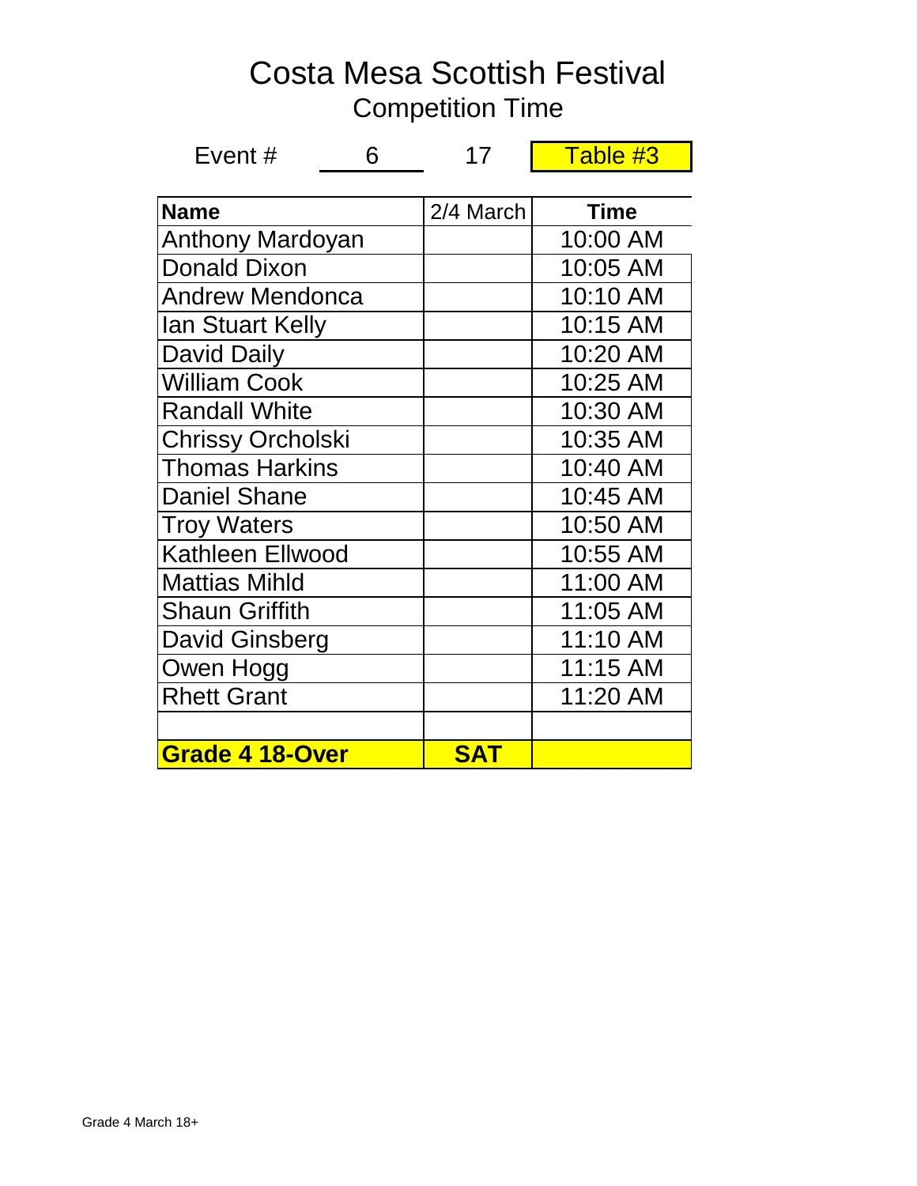# Costa Mesa Scottish Festival

## Competition Time

Event # 6 17 Table #3

| Name | 2/4 March | Time |
|---|---|---|
| Anthony Mardoyan | | 10:00 AM |
| Donald Dixon | | 10:05 AM |
| Andrew Mendonca | | 10:10 AM |
| Ian Stuart Kelly | | 10:15 AM |
| David Daily | | 10:20 AM |
| William Cook | | 10:25 AM |
| Randall White | | 10:30 AM |
| Chrissy Orcholski | | 10:35 AM |
| Thomas Harkins | | 10:40 AM |
| Daniel Shane | | 10:45 AM |
| Troy Waters | | 10:50 AM |
| Kathleen Ellwood | | 10:55 AM |
| Mattias Mihld | | 11:00 AM |
| Shaun Griffith | | 11:05 AM |
| David Ginsberg | | 11:10 AM |
| Owen Hogg | | 11:15 AM |
| Rhett Grant | | 11:20 AM |
| | | |
| **Grade 4 18-Over** | **SAT** | |

Grade 4 March 18+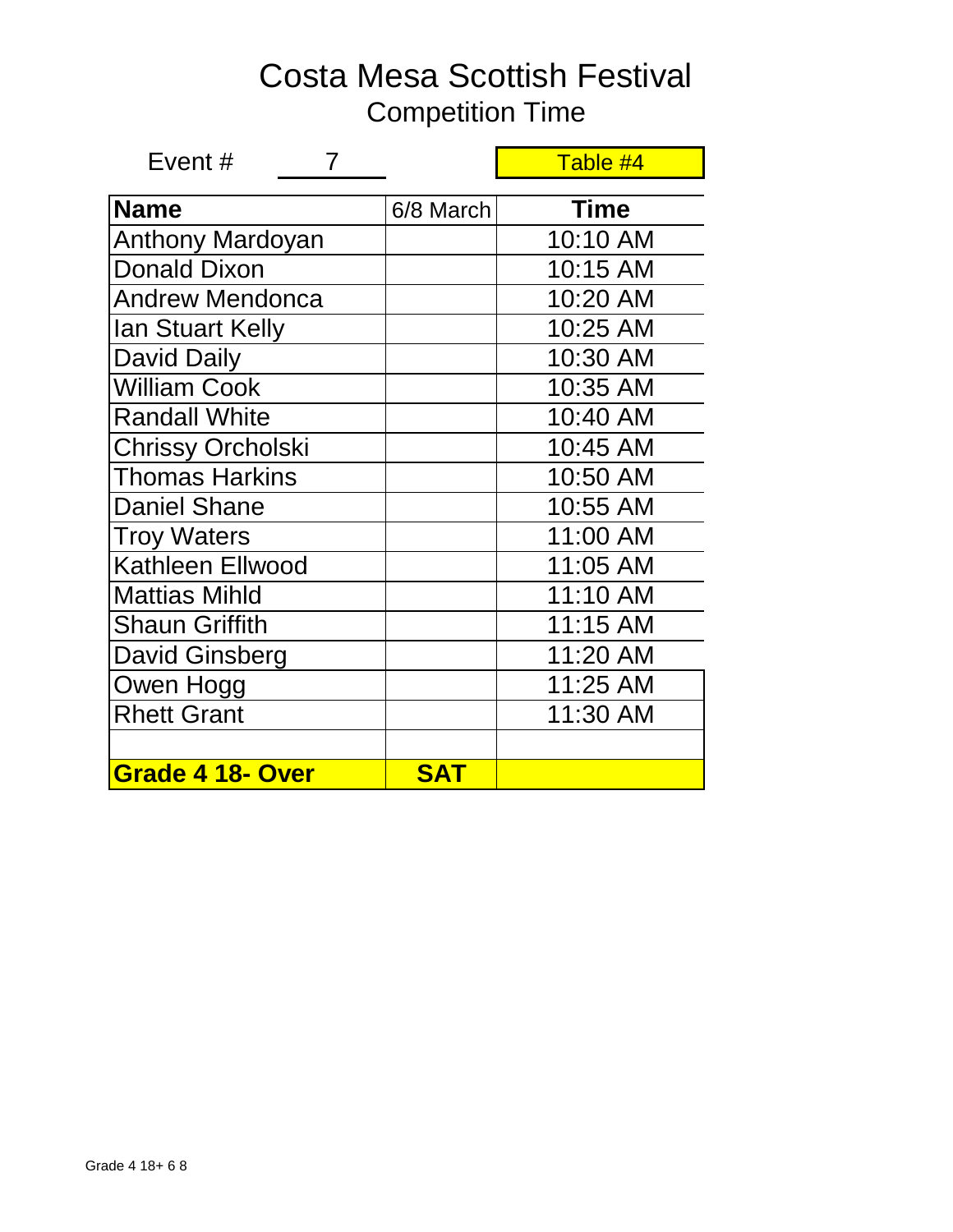# Costa Mesa Scottish Festival

## Competition Time

Event # 7

Table #4

| Name | 6/8 March | Time |
|---|---|---|
| Anthony Mardoyan | | 10:10 AM |
| Donald Dixon | | 10:15 AM |
| Andrew Mendonca | | 10:20 AM |
| Ian Stuart Kelly | | 10:25 AM |
| David Daily | | 10:30 AM |
| William Cook | | 10:35 AM |
| Randall White | | 10:40 AM |
| Chrissy Orcholski | | 10:45 AM |
| Thomas Harkins | | 10:50 AM |
| Daniel Shane | | 10:55 AM |
| Troy Waters | | 11:00 AM |
| Kathleen Ellwood | | 11:05 AM |
| Mattias Mihld | | 11:10 AM |
| Shaun Griffith | | 11:15 AM |
| David Ginsberg | | 11:20 AM |
| Owen Hogg | | 11:25 AM |
| Rhett Grant | | 11:30 AM |
| | | |
| **Grade 4 18- Over** | **SAT** | |

Grade 4 18+ 6 8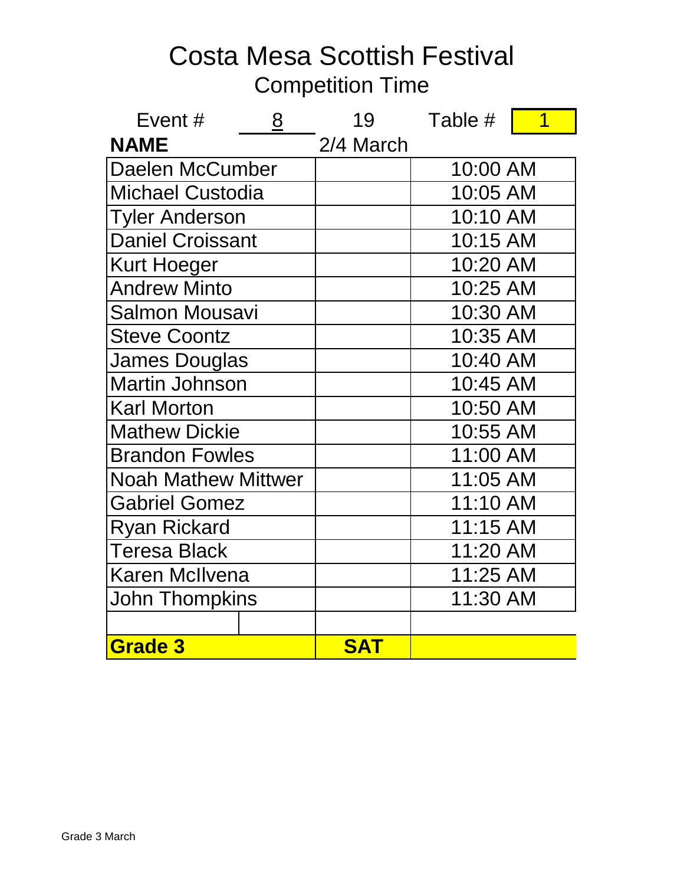# Costa Mesa Scottish Festival

## Competition Time

| Event # | 8 | 19 | Table # 1 |
|---|---|---|---|
| **NAME** | | 2/4 March | |
| Daelen McCumber | | | 10:00 AM |
| Michael Custodia | | | 10:05 AM |
| Tyler Anderson | | | 10:10 AM |
| Daniel Croissant | | | 10:15 AM |
| Kurt Hoeger | | | 10:20 AM |
| Andrew Minto | | | 10:25 AM |
| Salmon Mousavi | | | 10:30 AM |
| Steve Coontz | | | 10:35 AM |
| James Douglas | | | 10:40 AM |
| Martin Johnson | | | 10:45 AM |
| Karl Morton | | | 10:50 AM |
| Mathew Dickie | | | 10:55 AM |
| Brandon Fowles | | | 11:00 AM |
| Noah Mathew Mittwer | | | 11:05 AM |
| Gabriel Gomez | | | 11:10 AM |
| Ryan Rickard | | | 11:15 AM |
| Teresa Black | | | 11:20 AM |
| Karen McIlvena | | | 11:25 AM |
| John Thompkins | | | 11:30 AM |
| | | | |
| **Grade 3** | | **SAT** | |

Grade 3 March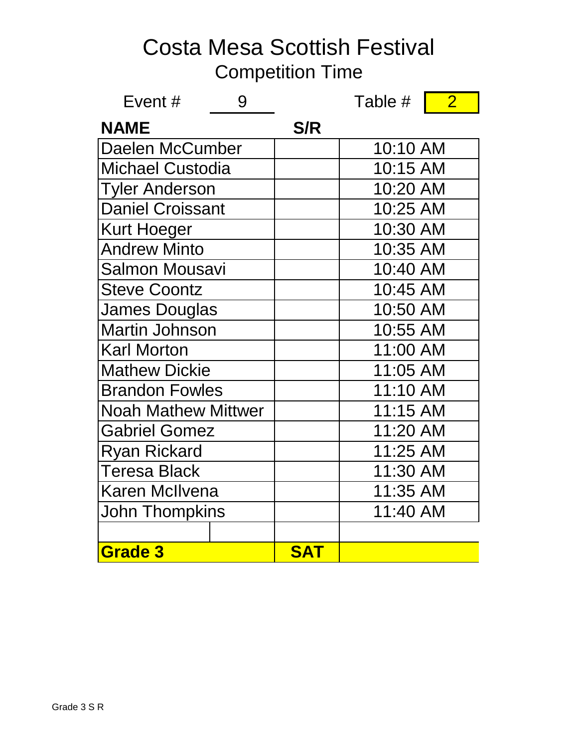# Costa Mesa Scottish Festival

## Competition Time

Event # 9 Table # 2

| NAME | S/R | |
|---|---|---|
| Daelen McCumber | | 10:10 AM |
| Michael Custodia | | 10:15 AM |
| Tyler Anderson | | 10:20 AM |
| Daniel Croissant | | 10:25 AM |
| Kurt Hoeger | | 10:30 AM |
| Andrew Minto | | 10:35 AM |
| Salmon Mousavi | | 10:40 AM |
| Steve Coontz | | 10:45 AM |
| James Douglas | | 10:50 AM |
| Martin Johnson | | 10:55 AM |
| Karl Morton | | 11:00 AM |
| Mathew Dickie | | 11:05 AM |
| Brandon Fowles | | 11:10 AM |
| Noah Mathew Mittwer | | 11:15 AM |
| Gabriel Gomez | | 11:20 AM |
| Ryan Rickard | | 11:25 AM |
| Teresa Black | | 11:30 AM |
| Karen McIlvena | | 11:35 AM |
| John Thompkins | | 11:40 AM |
| | | |
| **Grade 3** | **SAT** | |

Grade 3 S R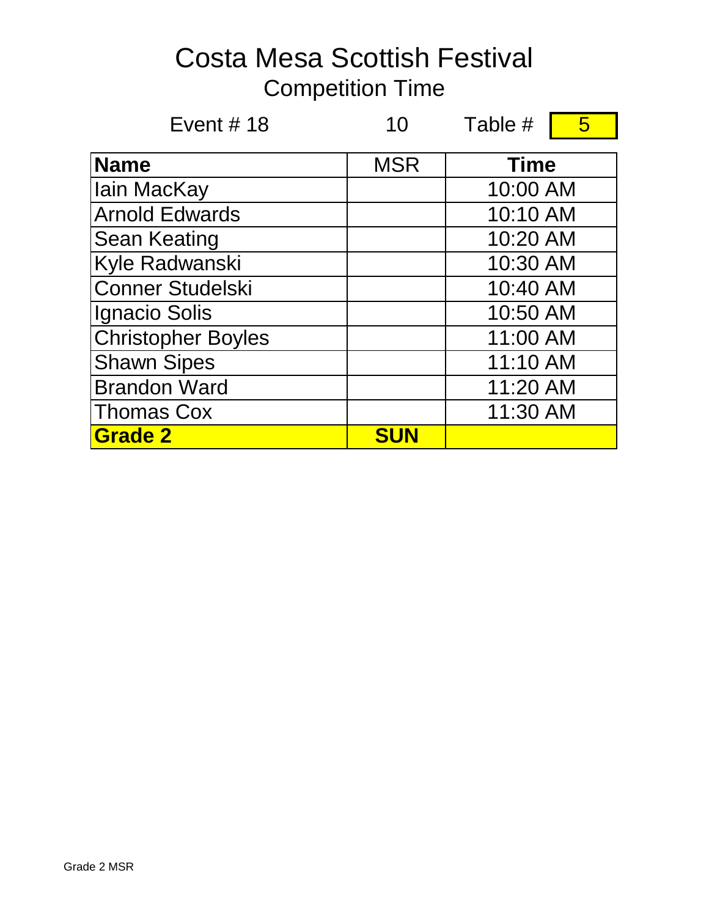# Costa Mesa Scottish Festival

## Competition Time

Event # 18 10 Table # 5

| Name | MSR | Time |
|---|---|---|
| Iain MacKay | | 10:00 AM |
| Arnold Edwards | | 10:10 AM |
| Sean Keating | | 10:20 AM |
| Kyle Radwanski | | 10:30 AM |
| Conner Studelski | | 10:40 AM |
| Ignacio Solis | | 10:50 AM |
| Christopher Boyles | | 11:00 AM |
| Shawn Sipes | | 11:10 AM |
| Brandon Ward | | 11:20 AM |
| Thomas Cox | | 11:30 AM |
| **Grade 2** | **SUN** | |

Grade 2 MSR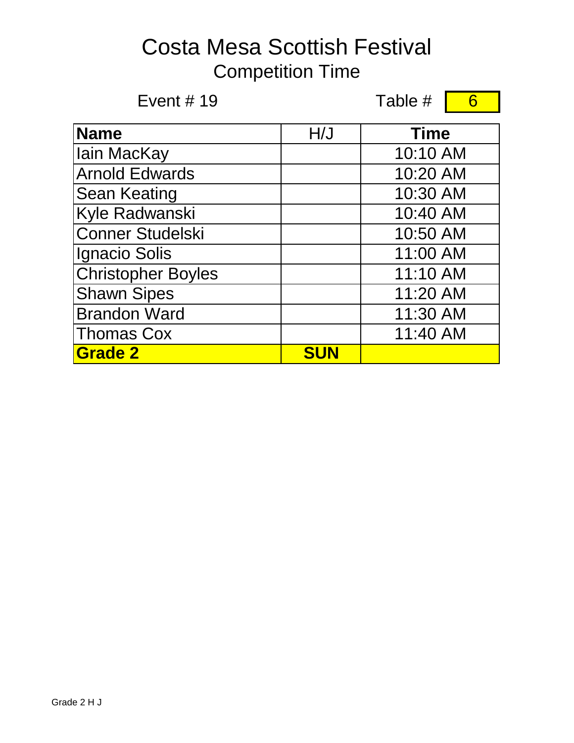# Costa Mesa Scottish Festival

## Competition Time

Event # 19

Table # 6

| Name | H/J | Time |
|---|---|---|
| Iain MacKay | | 10:10 AM |
| Arnold Edwards | | 10:20 AM |
| Sean Keating | | 10:30 AM |
| Kyle Radwanski | | 10:40 AM |
| Conner Studelski | | 10:50 AM |
| Ignacio Solis | | 11:00 AM |
| Christopher Boyles | | 11:10 AM |
| Shawn Sipes | | 11:20 AM |
| Brandon Ward | | 11:30 AM |
| Thomas Cox | | 11:40 AM |
| **Grade 2** | **SUN** | |

Grade 2 H J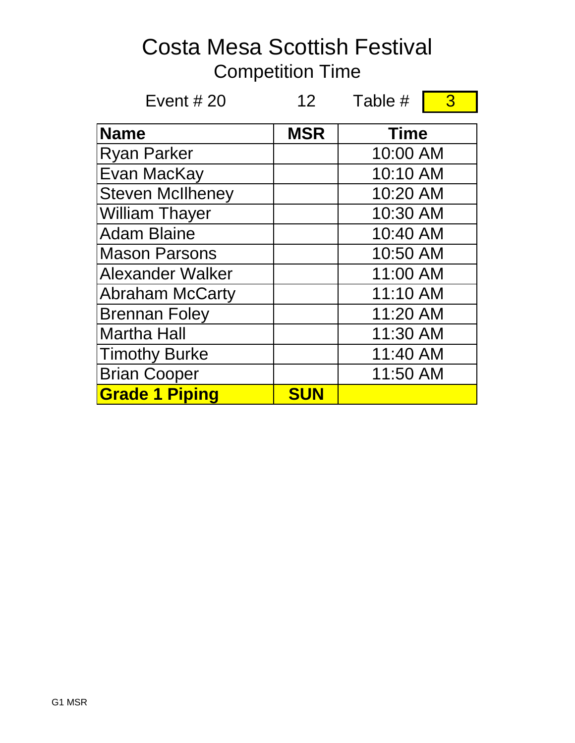# Costa Mesa Scottish Festival

## Competition Time

Event # 20 12 Table # 3

| Name | MSR | Time |
|---|---|---|
| Ryan Parker | | 10:00 AM |
| Evan MacKay | | 10:10 AM |
| Steven McIlheney | | 10:20 AM |
| William Thayer | | 10:30 AM |
| Adam Blaine | | 10:40 AM |
| Mason Parsons | | 10:50 AM |
| Alexander Walker | | 11:00 AM |
| Abraham McCarty | | 11:10 AM |
| Brennan Foley | | 11:20 AM |
| Martha Hall | | 11:30 AM |
| Timothy Burke | | 11:40 AM |
| Brian Cooper | | 11:50 AM |
| **Grade 1 Piping** | **SUN** | |

G1 MSR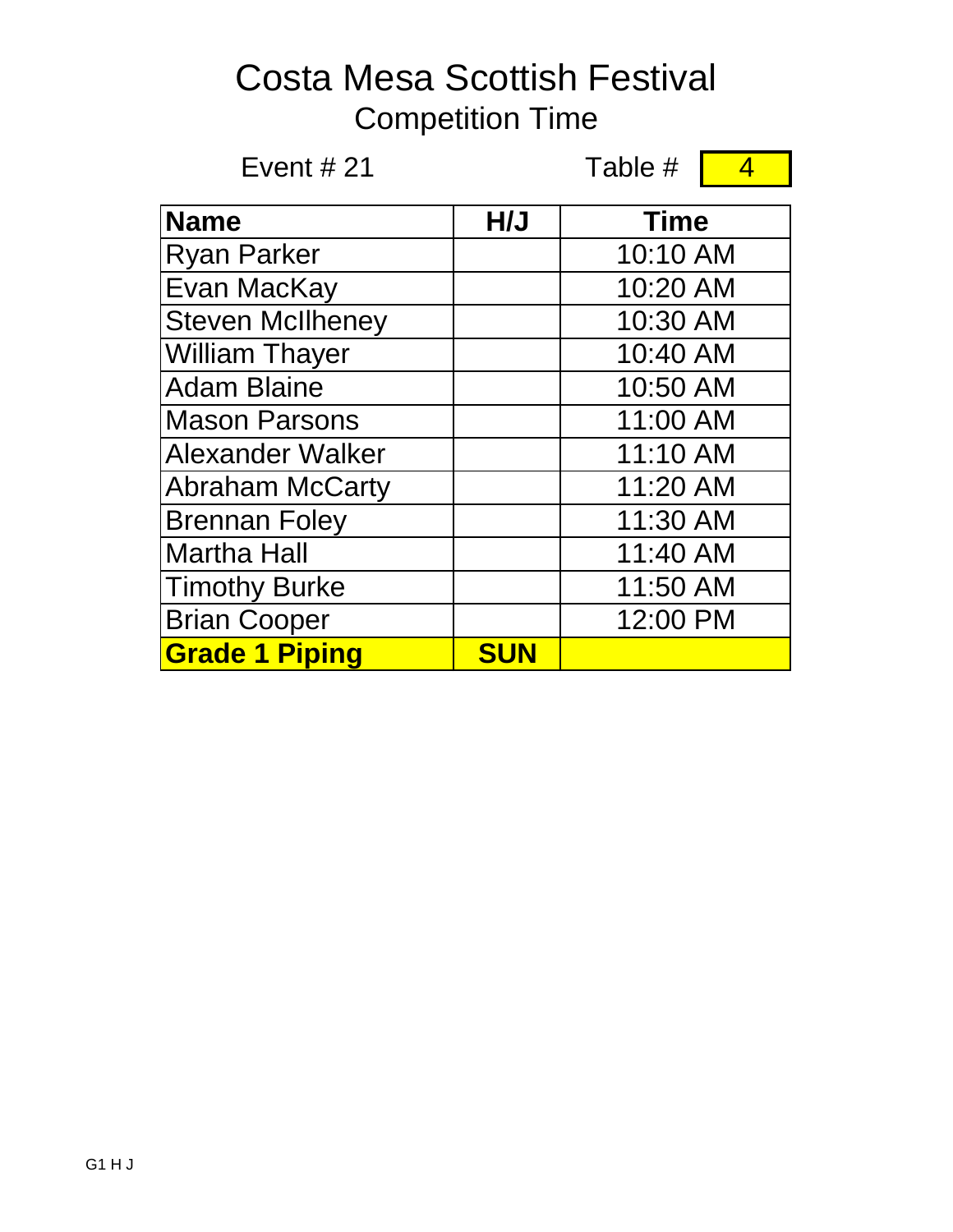# Costa Mesa Scottish Festival

## Competition Time

Event # 21 Table # 4

| Name | H/J | Time |
|---|---|---|
| Ryan Parker | | 10:10 AM |
| Evan MacKay | | 10:20 AM |
| Steven McIlheney | | 10:30 AM |
| William Thayer | | 10:40 AM |
| Adam Blaine | | 10:50 AM |
| Mason Parsons | | 11:00 AM |
| Alexander Walker | | 11:10 AM |
| Abraham McCarty | | 11:20 AM |
| Brennan Foley | | 11:30 AM |
| Martha Hall | | 11:40 AM |
| Timothy Burke | | 11:50 AM |
| Brian Cooper | | 12:00 PM |
| **Grade 1 Piping** | **SUN** | |

G1 H J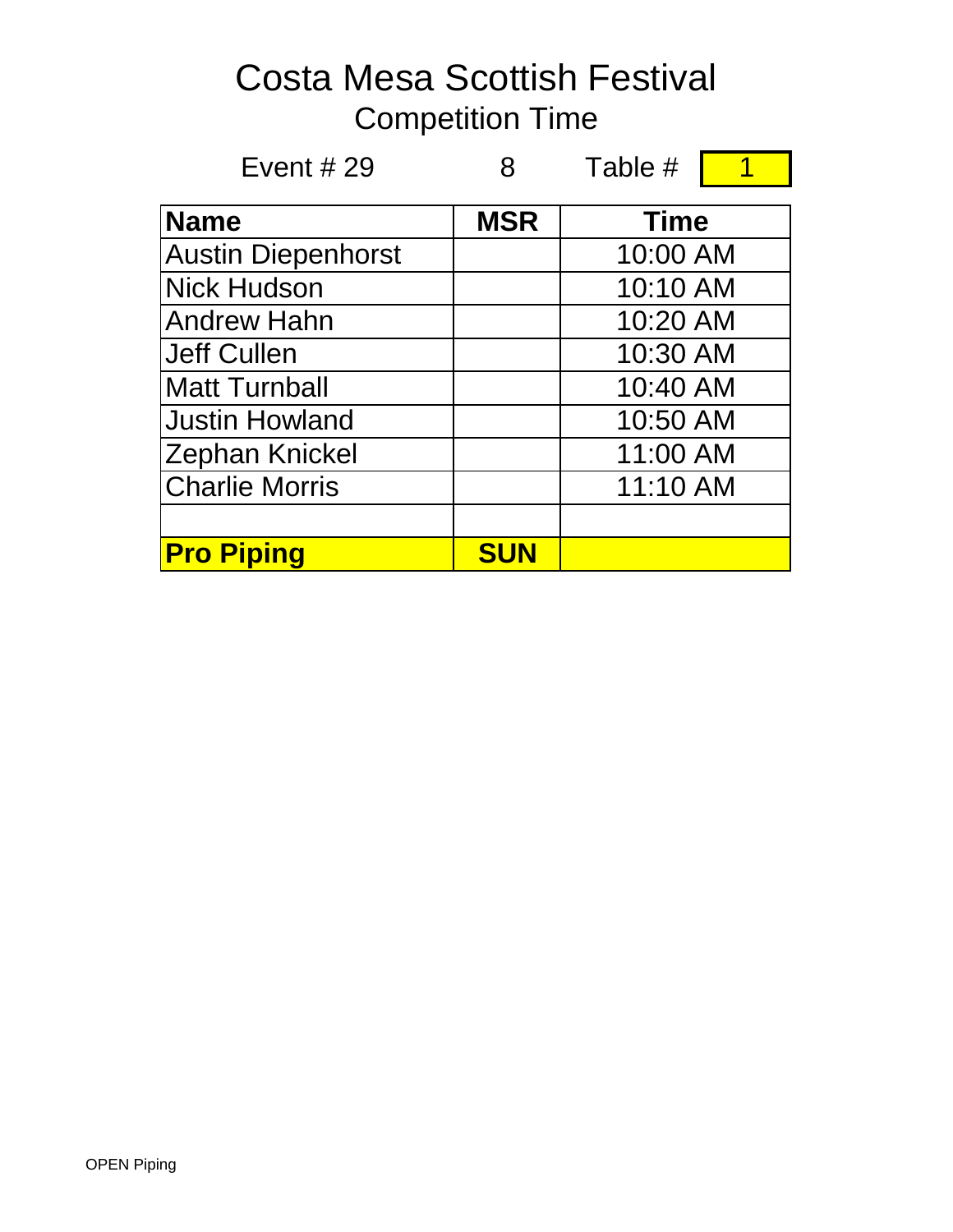# Costa Mesa Scottish Festival

## Competition Time

Event # 29 &nbsp;&nbsp;&nbsp; 8 &nbsp;&nbsp;&nbsp; Table # 1

| Name | MSR | Time |
|---|---|---|
| Austin Diepenhorst | | 10:00 AM |
| Nick Hudson | | 10:10 AM |
| Andrew Hahn | | 10:20 AM |
| Jeff Cullen | | 10:30 AM |
| Matt Turnball | | 10:40 AM |
| Justin Howland | | 10:50 AM |
| Zephan Knickel | | 11:00 AM |
| Charlie Morris | | 11:10 AM |
| | | |
| **Pro Piping** | **SUN** | |

OPEN Piping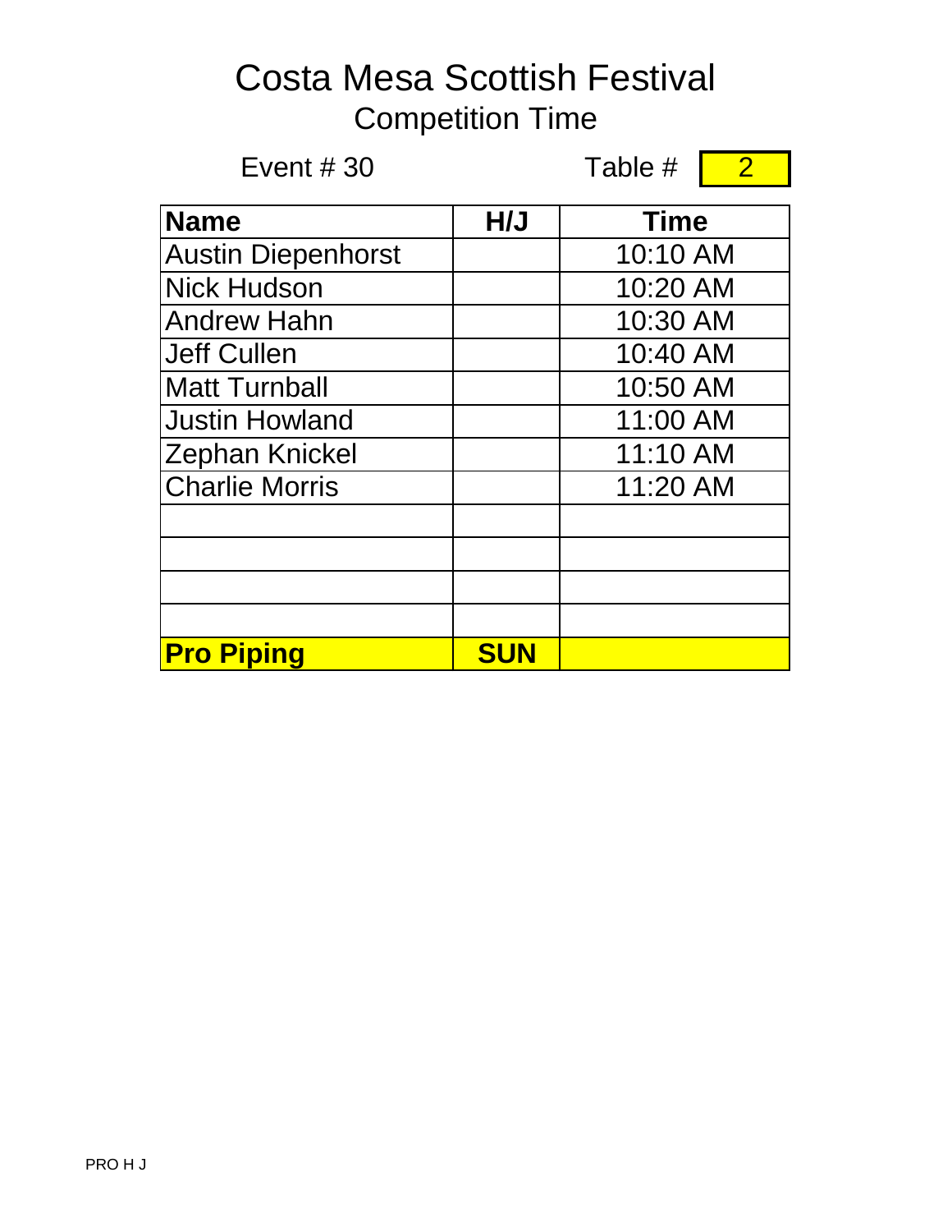# Costa Mesa Scottish Festival

## Competition Time

Event # 30 Table # 2

| Name | H/J | Time |
|---|---|---|
| Austin Diepenhorst | | 10:10 AM |
| Nick Hudson | | 10:20 AM |
| Andrew Hahn | | 10:30 AM |
| Jeff Cullen | | 10:40 AM |
| Matt Turnball | | 10:50 AM |
| Justin Howland | | 11:00 AM |
| Zephan Knickel | | 11:10 AM |
| Charlie Morris | | 11:20 AM |
| | | |
| | | |
| | | |
| | | |
| **Pro Piping** | **SUN** | |

PRO H J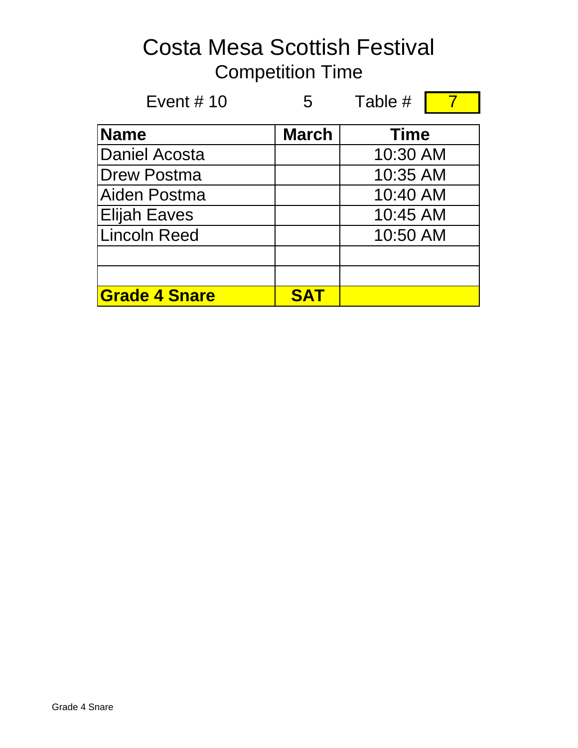# Costa Mesa Scottish Festival

## Competition Time

Event # 10 &nbsp;&nbsp;&nbsp; 5 &nbsp;&nbsp;&nbsp; Table # 7

| Name | March | Time |
|---|---|---|
| Daniel Acosta | | 10:30 AM |
| Drew Postma | | 10:35 AM |
| Aiden Postma | | 10:40 AM |
| Elijah Eaves | | 10:45 AM |
| Lincoln Reed | | 10:50 AM |
| | | |
| | | |
| **Grade 4 Snare** | **SAT** | |

Grade 4 Snare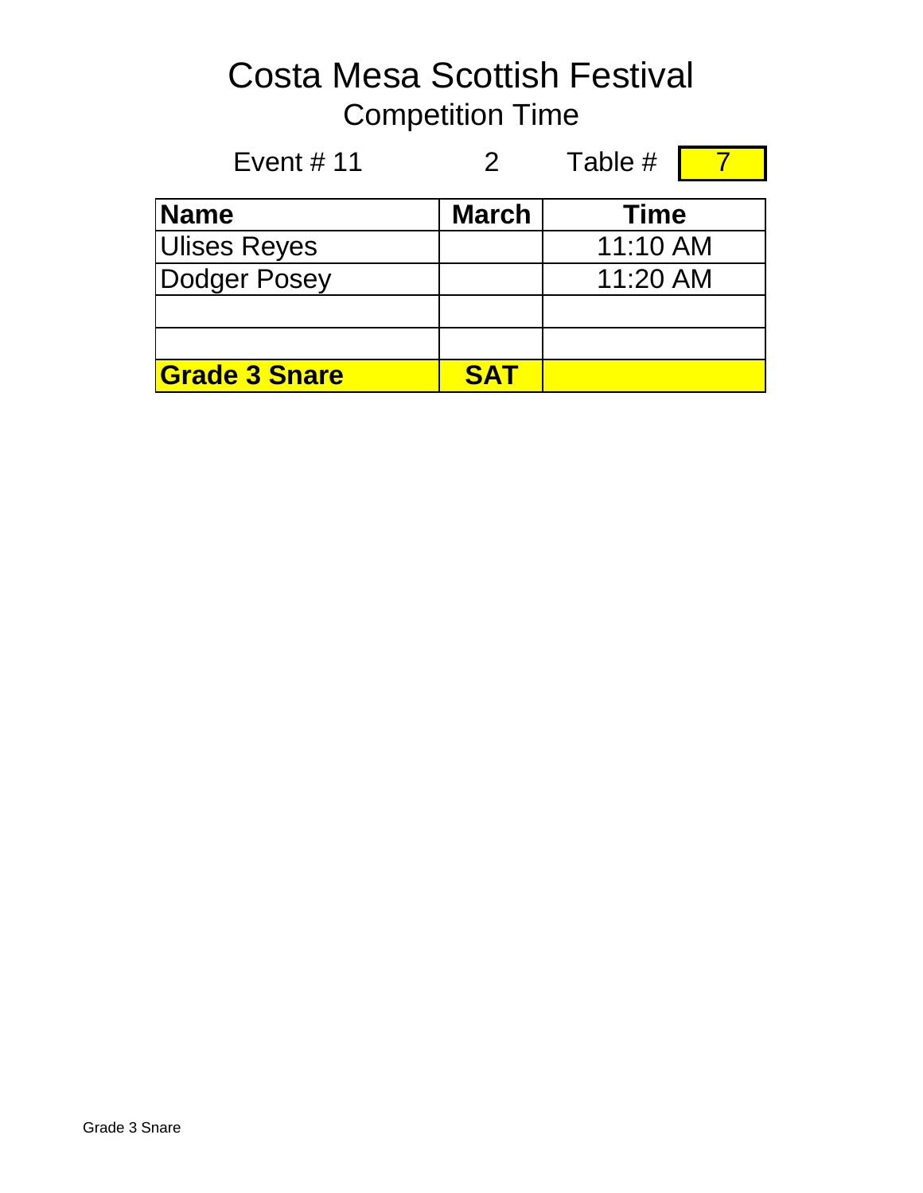# Costa Mesa Scottish Festival

## Competition Time

Event # 11 2 Table # 7

| Name | March | Time |
|---|---|---|
| Ulises Reyes | | 11:10 AM |
| Dodger Posey | | 11:20 AM |
| | | |
| | | |
| **Grade 3 Snare** | **SAT** | |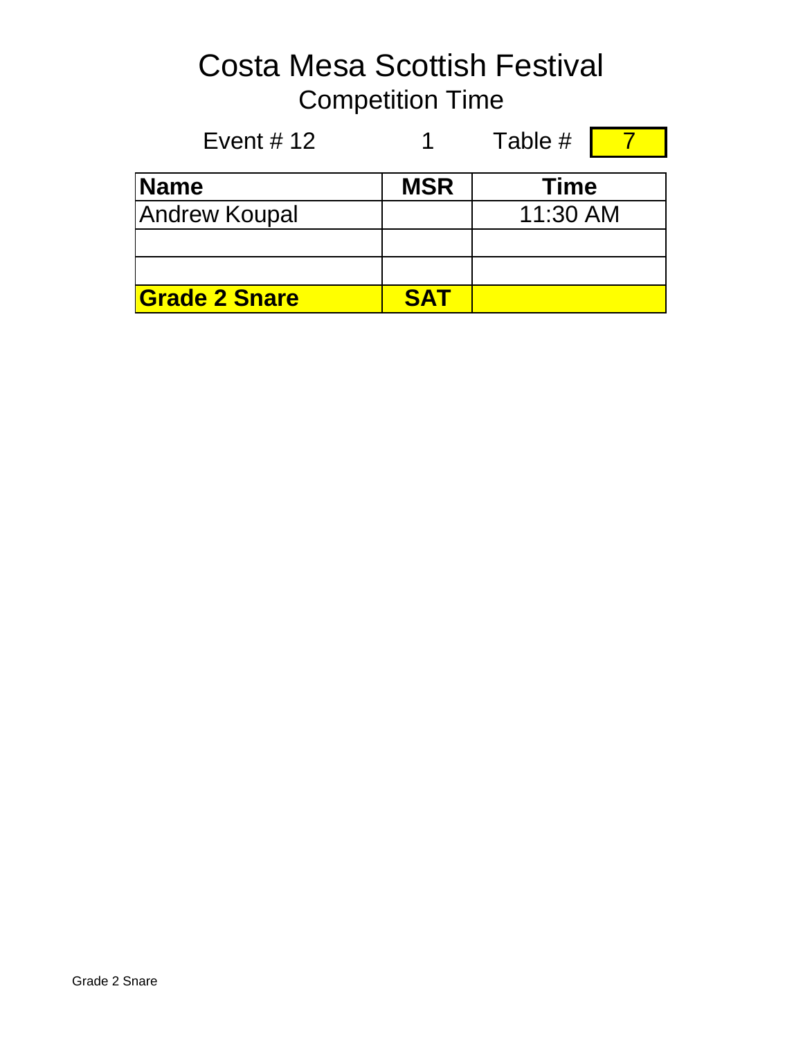# Costa Mesa Scottish Festival

## Competition Time

Event # 12 1 Table # 7

| Name | MSR | Time |
|---|---|---|
| Andrew Koupal | | 11:30 AM |
| | | |
| | | |
| **Grade 2 Snare** | **SAT** | |

Grade 2 Snare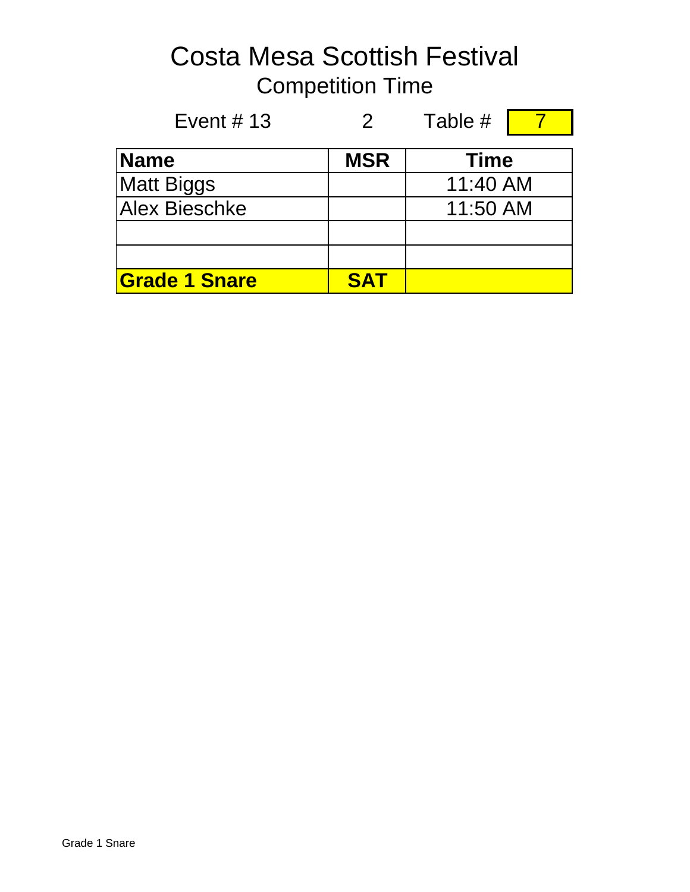# Costa Mesa Scottish Festival

## Competition Time

Event # 13    2    Table # 7

| Name | MSR | Time |
|---|---|---|
| Matt Biggs | | 11:40 AM |
| Alex Bieschke | | 11:50 AM |
| | | |
| | | |
| **Grade 1 Snare** | **SAT** | |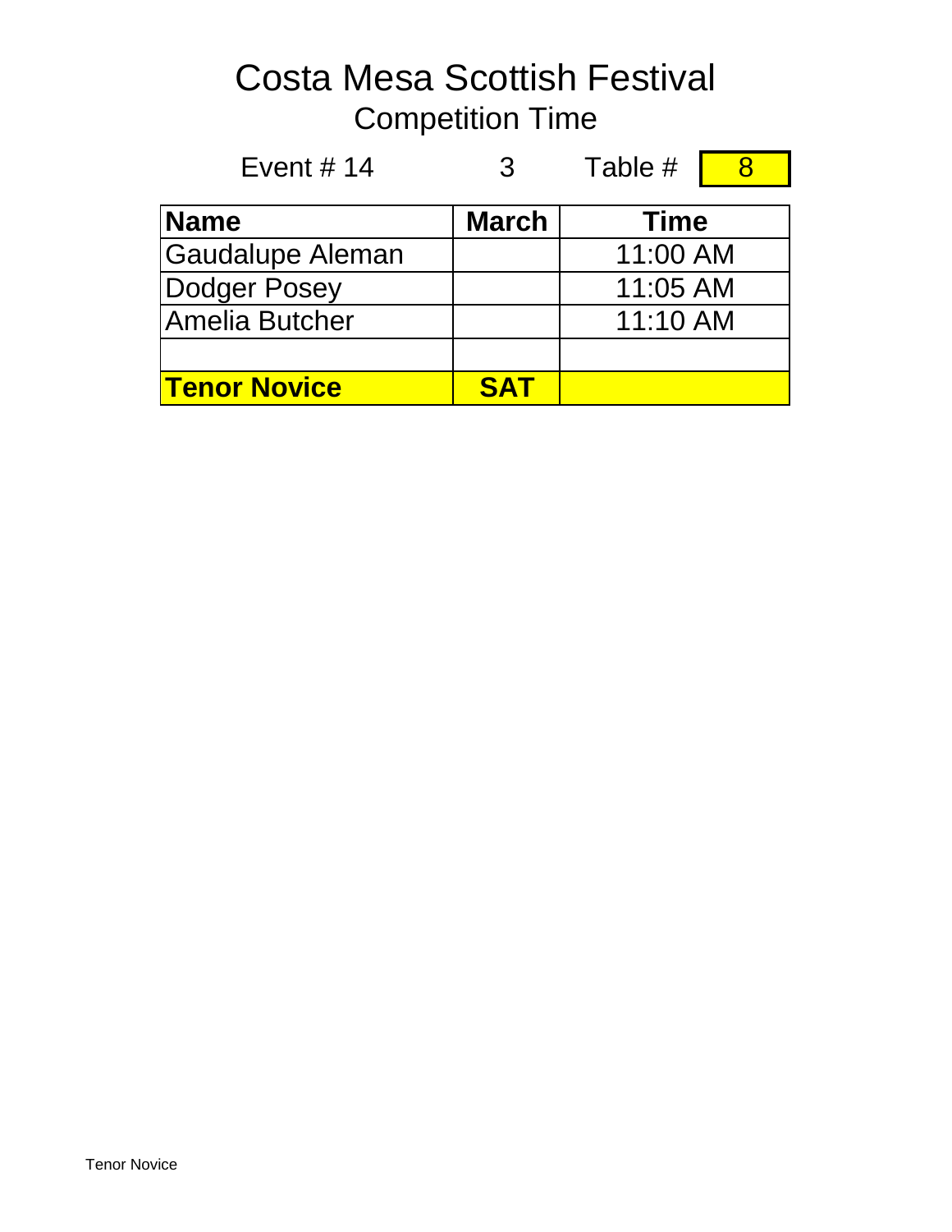# Costa Mesa Scottish Festival

## Competition Time

Event # 14 3 Table # 8

| Name | March | Time |
|---|---|---|
| Gaudalupe Aleman | | 11:00 AM |
| Dodger Posey | | 11:05 AM |
| Amelia Butcher | | 11:10 AM |
| | | |
| **Tenor Novice** | **SAT** | |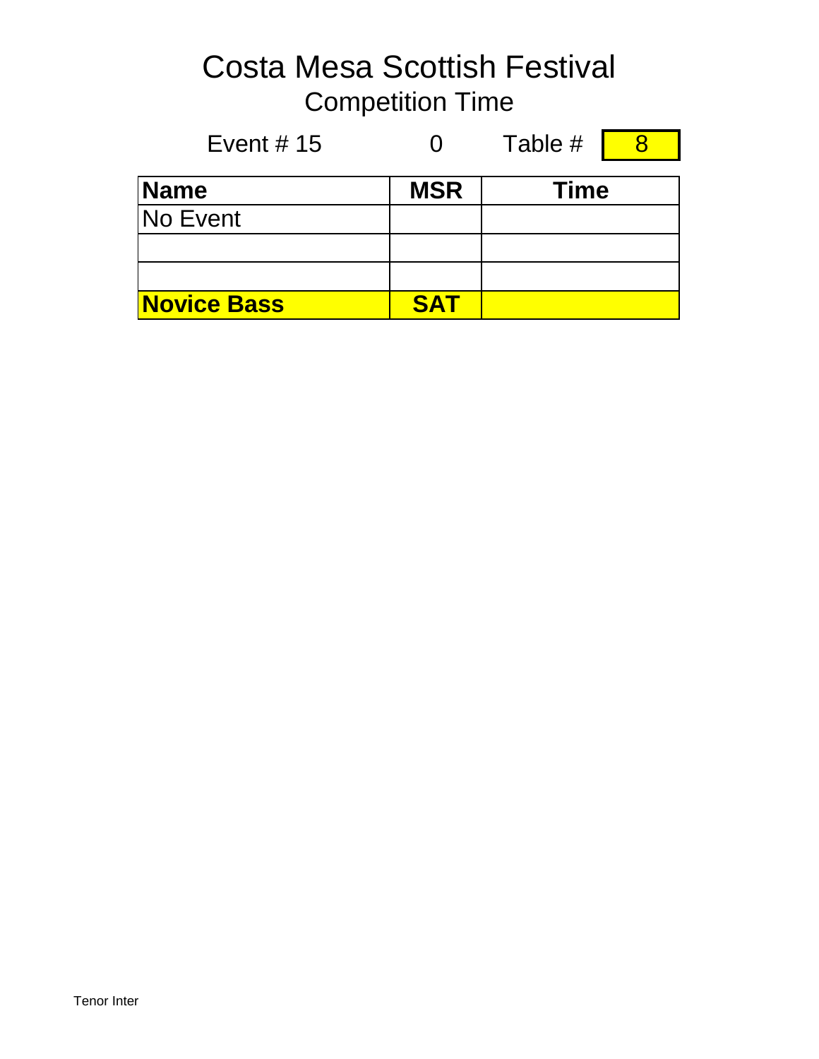# Costa Mesa Scottish Festival

## Competition Time

Event # 15 0 Table # 8

| Name | MSR | Time |
|---|---|---|
| No Event | | |
| | | |
| | | |
| **Novice Bass** | **SAT** | |

Tenor Inter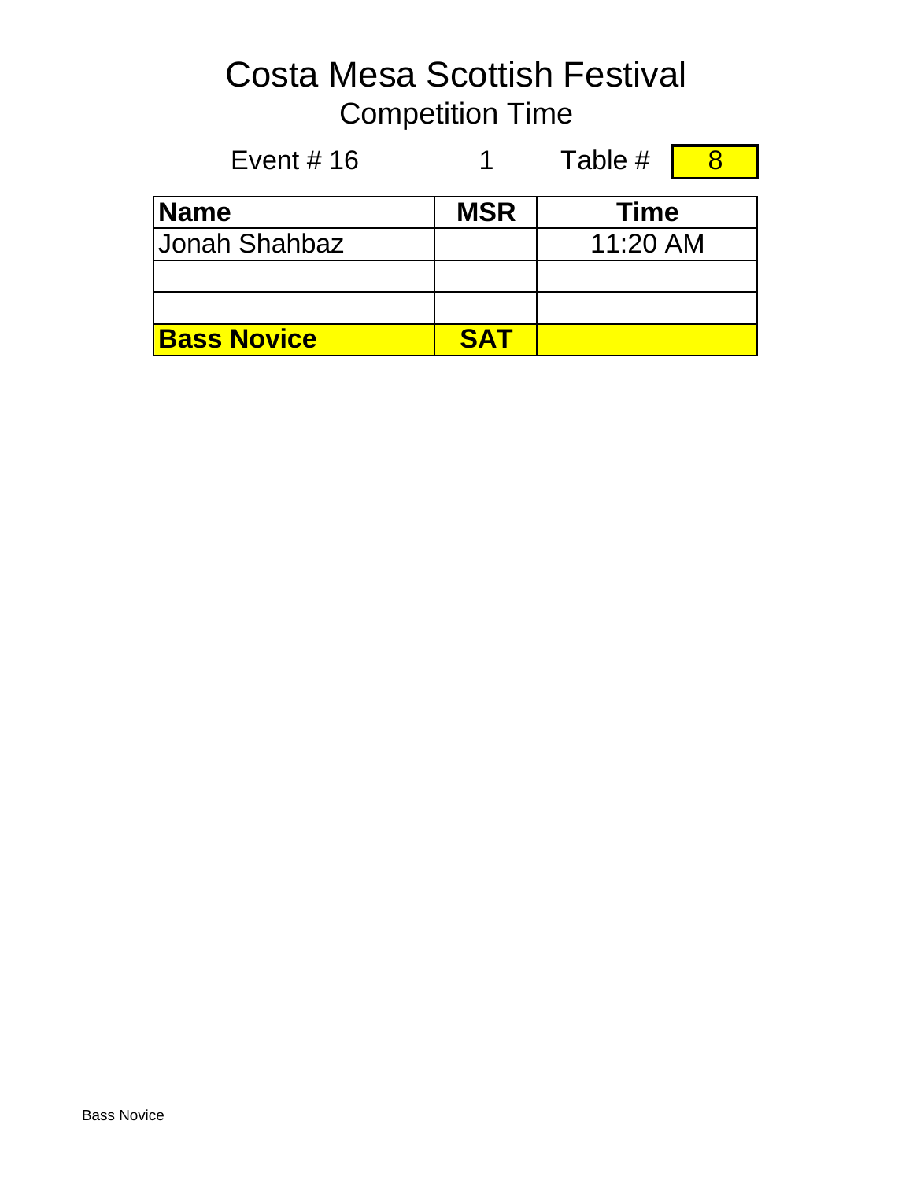# Costa Mesa Scottish Festival

## Competition Time

Event # 16 &nbsp;&nbsp;&nbsp; 1 &nbsp;&nbsp;&nbsp; Table # **8**

| Name | MSR | Time |
|---|---|---|
| Jonah Shahbaz | | 11:20 AM |
| | | |
| | | |
| **Bass Novice** | **SAT** | |

Bass Novice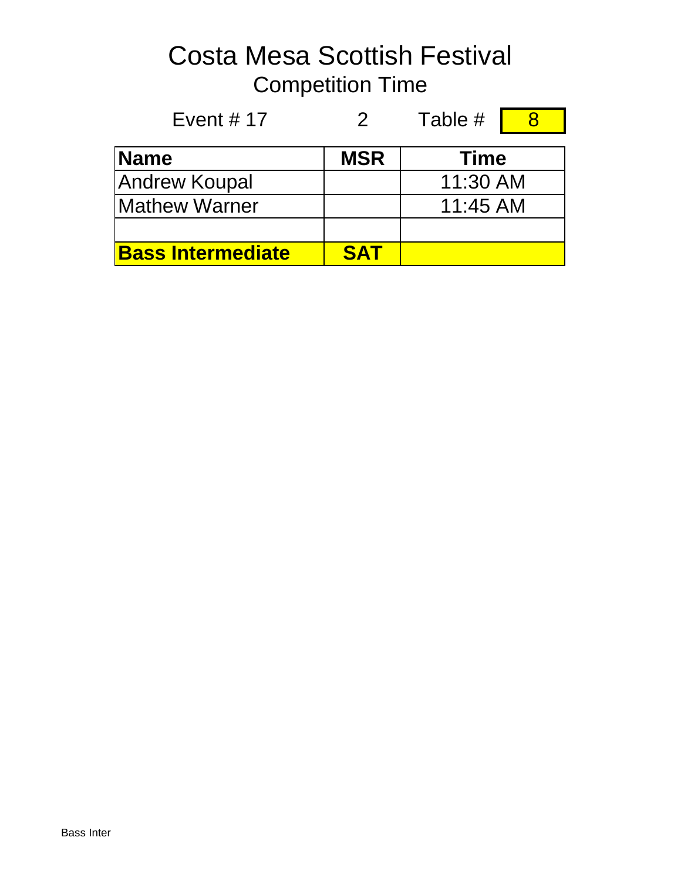# Costa Mesa Scottish Festival

## Competition Time

Event # 17 2 Table # 8

| Name | MSR | Time |
|---|---|---|
| Andrew Koupal | | 11:30 AM |
| Mathew Warner | | 11:45 AM |
| | | |
| **Bass Intermediate** | **SAT** | |

Bass Inter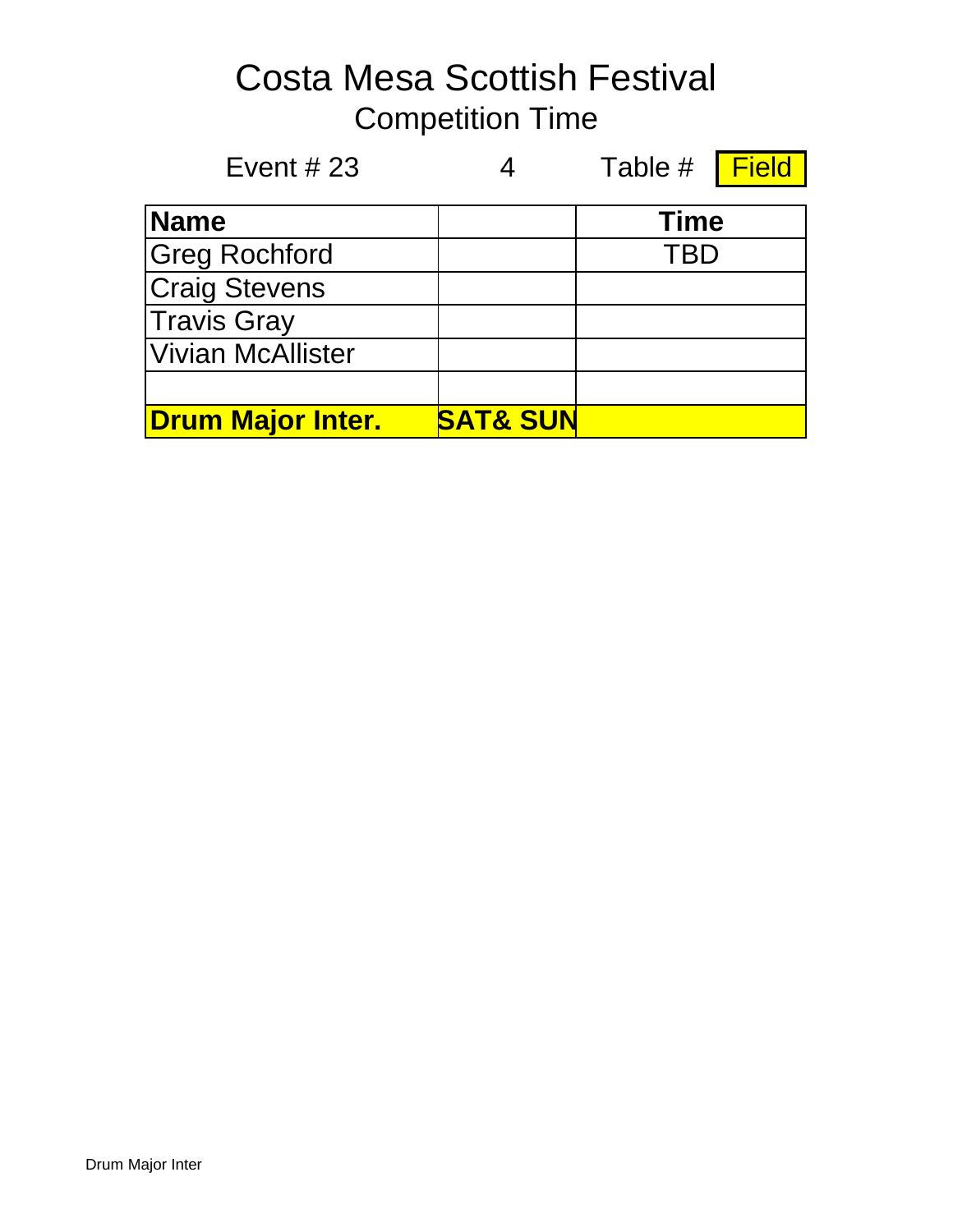# Costa Mesa Scottish Festival

## Competition Time

Event # 23 4 Table # Field

| Name | | Time |
|---|---|---|
| Greg Rochford | | TBD |
| Craig Stevens | | |
| Travis Gray | | |
| Vivian McAllister | | |
| | | |
| **Drum Major Inter.** | **SAT& SUN** | |

Drum Major Inter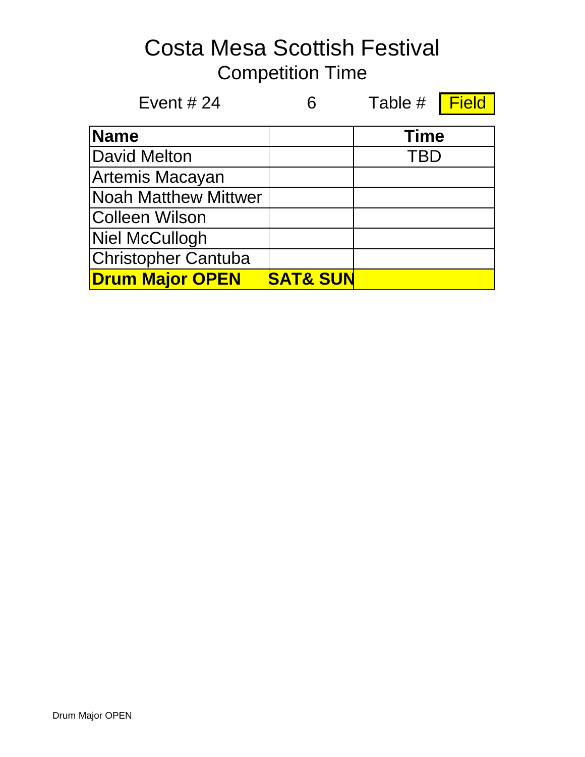# Costa Mesa Scottish Festival

## Competition Time

Event # 24 6 Table # Field

| Name | | Time |
|---|---|---|
| David Melton | | TBD |
| Artemis Macayan | | |
| Noah Matthew Mittwer | | |
| Colleen Wilson | | |
| Niel McCullogh | | |
| Christopher Cantuba | | |
| **Drum Major OPEN** | **SAT& SUN** | |